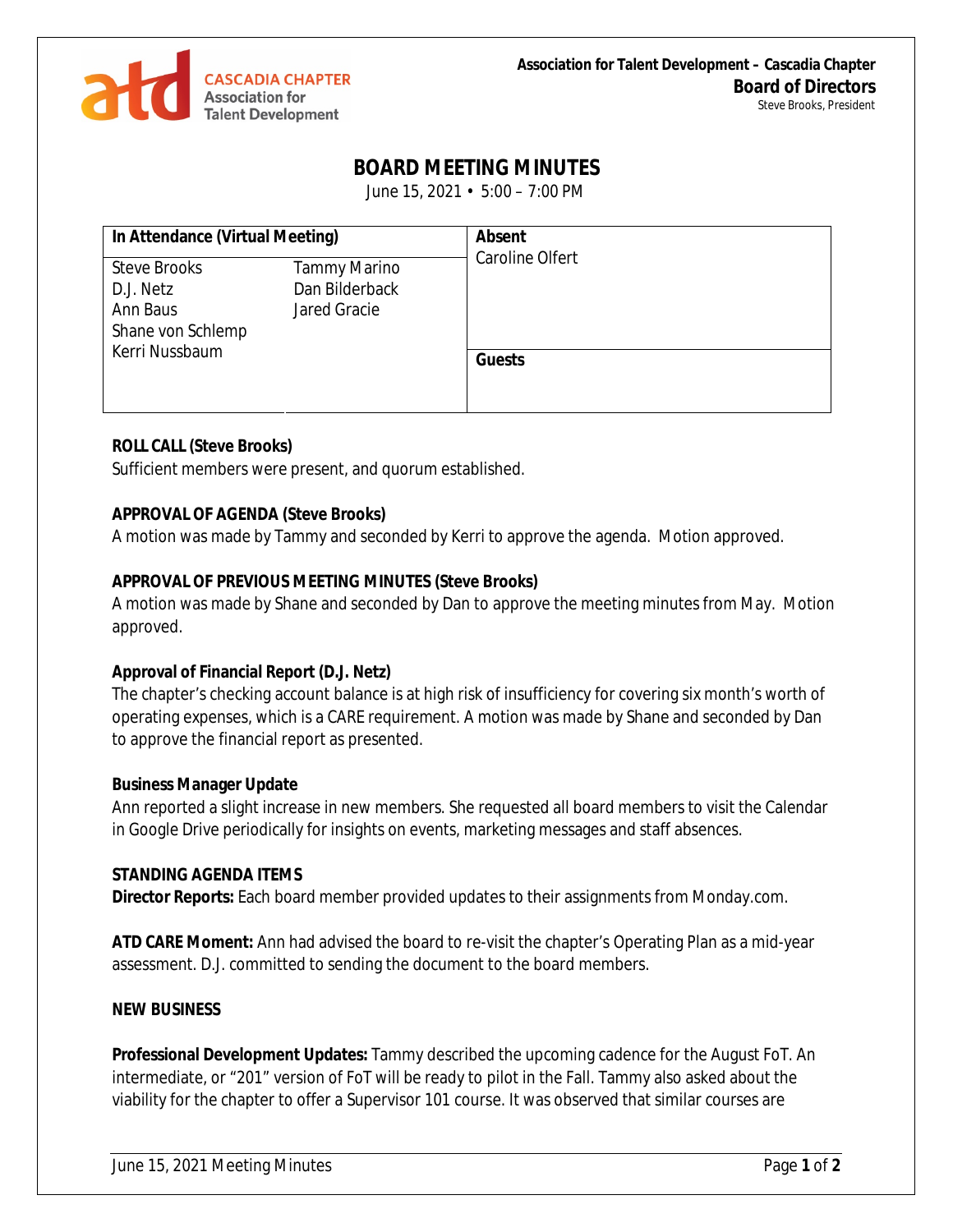Association for Talent Development – Cascadia Chapter
**Board of Directors**
Steve Brooks, President

# BOARD MEETING MINUTES

June 15, 2021 • 5:00 – 7:00 PM

| In Attendance (Virtual Meeting) | | Absent |
|---|---|---|
| Steve Brooks | Tammy Marino | Caroline Olfert |
| D.J. Netz | Dan Bilderback | |
| Ann Baus | Jared Gracie | |
| Shane von Schlemp | | |
| Kerri Nussbaum | | **Guests** |

**ROLL CALL (Steve Brooks)**
Sufficient members were present, and quorum established.

**APPROVAL OF AGENDA (Steve Brooks)**
A motion was made by Tammy and seconded by Kerri to approve the agenda. Motion approved.

**APPROVAL OF PREVIOUS MEETING MINUTES (Steve Brooks)**
A motion was made by Shane and seconded by Dan to approve the meeting minutes from May. Motion approved.

**Approval of Financial Report (D.J. Netz)**
The chapter's checking account balance is at high risk of insufficiency for covering six month's worth of operating expenses, which is a CARE requirement. A motion was made by Shane and seconded by Dan to approve the financial report as presented.

**Business Manager Update**
Ann reported a slight increase in new members. She requested all board members to visit the Calendar in Google Drive periodically for insights on events, marketing messages and staff absences.

**STANDING AGENDA ITEMS**
**Director Reports:** Each board member provided updates to their assignments from Monday.com.

**ATD CARE Moment:** Ann had advised the board to re-visit the chapter's Operating Plan as a mid-year assessment. D.J. committed to sending the document to the board members.

**NEW BUSINESS**

**Professional Development Updates:** Tammy described the upcoming cadence for the August FoT. An intermediate, or "201" version of FoT will be ready to pilot in the Fall. Tammy also asked about the viability for the chapter to offer a Supervisor 101 course. It was observed that similar courses are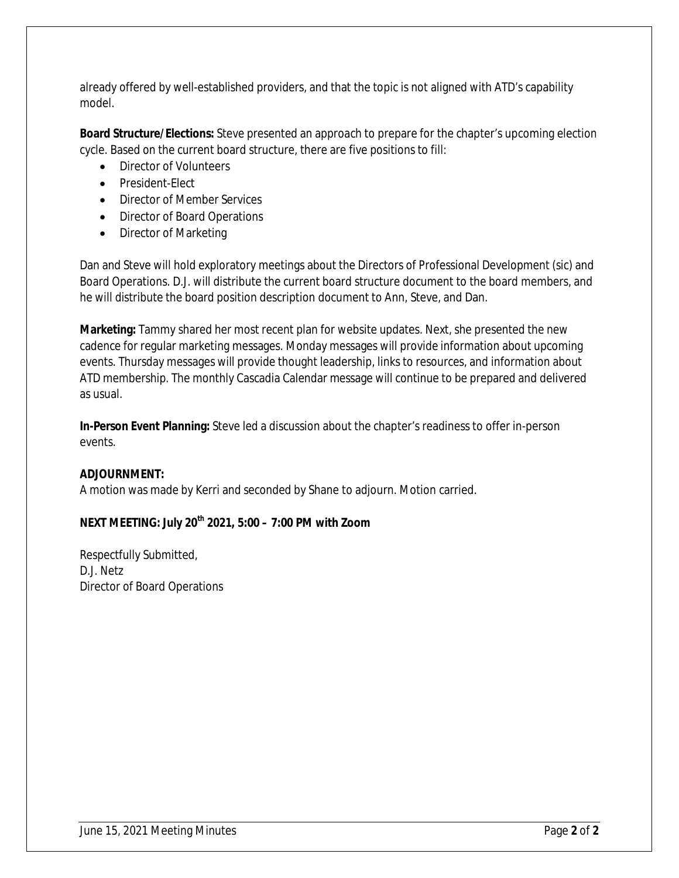already offered by well-established providers, and that the topic is not aligned with ATD's capability model.

**Board Structure/Elections:** Steve presented an approach to prepare for the chapter's upcoming election cycle. Based on the current board structure, there are five positions to fill:

- Director of Volunteers
- President-Elect
- Director of Member Services
- Director of Board Operations
- Director of Marketing

Dan and Steve will hold exploratory meetings about the Directors of Professional Development (sic) and Board Operations. D.J. will distribute the current board structure document to the board members, and he will distribute the board position description document to Ann, Steve, and Dan.

**Marketing:** Tammy shared her most recent plan for website updates. Next, she presented the new cadence for regular marketing messages. Monday messages will provide information about upcoming events. Thursday messages will provide thought leadership, links to resources, and information about ATD membership. The monthly Cascadia Calendar message will continue to be prepared and delivered as usual.

**In-Person Event Planning:** Steve led a discussion about the chapter's readiness to offer in-person events.

**ADJOURNMENT:**
A motion was made by Kerri and seconded by Shane to adjourn. Motion carried.

**NEXT MEETING: July 20th 2021, 5:00 – 7:00 PM with Zoom**

Respectfully Submitted,
D.J. Netz
Director of Board Operations